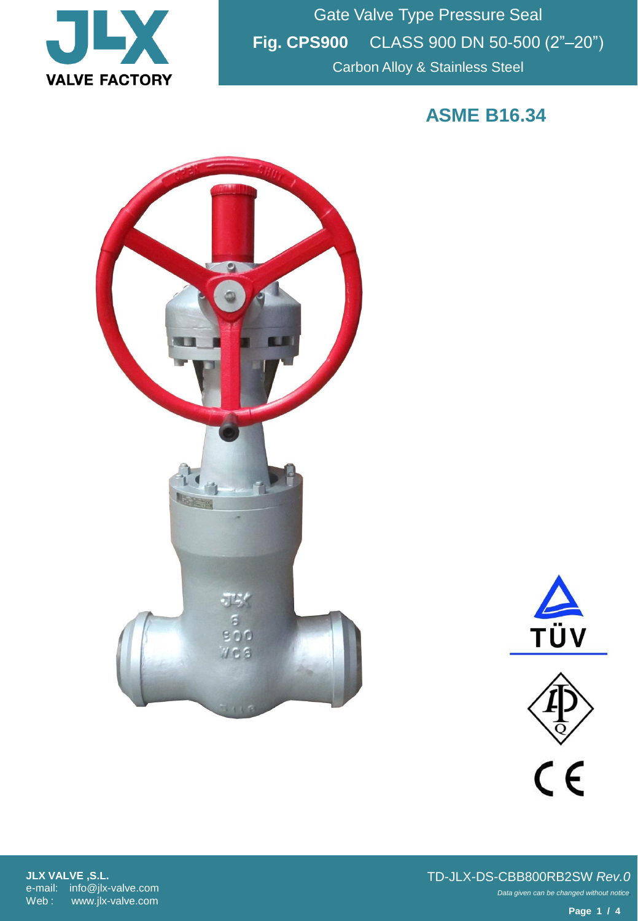JLX VALVE FACTORY

# Gate Valve Type Pressure Seal

**Fig. CPS900** CLASS 900 DN 50-500 (2"–20")

Carbon Alloy & Stainless Steel

## ASME B16.34

JLX VALVE ,S.L.
e-mail: info@jlx-valve.com
Web : www.jlx-valve.com

TD-JLX-DS-CBB800RB2SW *Rev.0*

*Data given can be changed without notice*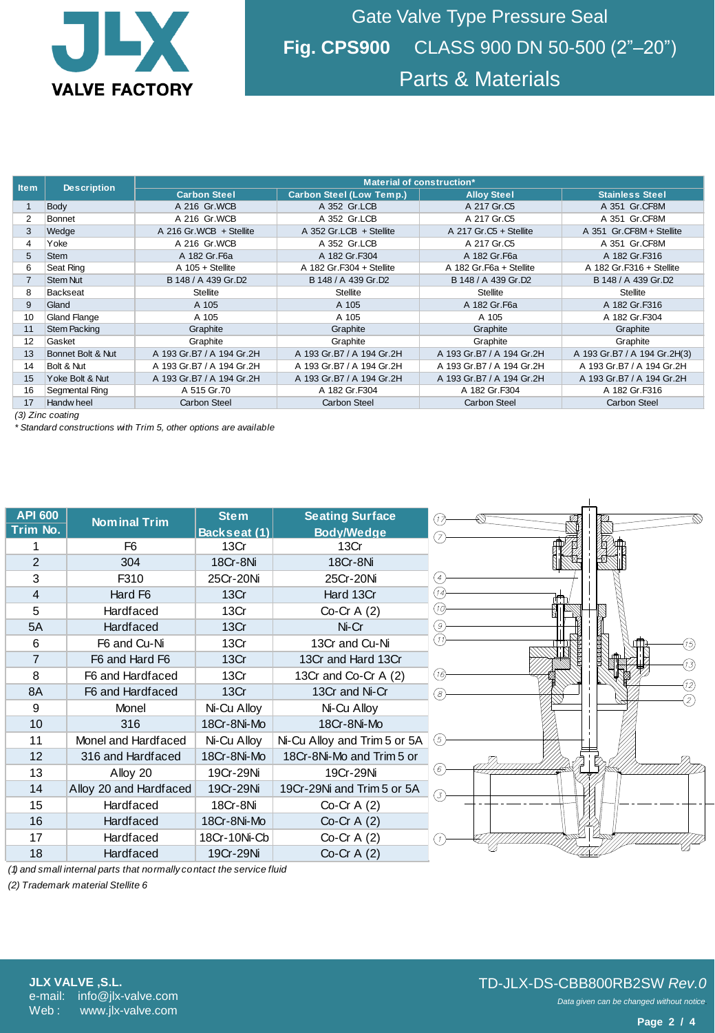# Gate Valve Type Pressure Seal

## Fig. CPS900 CLASS 900 DN 50-500 (2"–20")

## Parts & Materials

| Item | Description | Material of construction* | | | |
|---|---|---|---|---|---|
| | | Carbon Steel | Carbon Steel (Low Temp.) | Alloy Steel | Stainless Steel |
| 1 | Body | A 216 Gr.WCB | A 352 Gr.LCB | A 217 Gr.C5 | A 351 Gr.CF8M |
| 2 | Bonnet | A 216 Gr.WCB | A 352 Gr.LCB | A 217 Gr.C5 | A 351 Gr.CF8M |
| 3 | Wedge | A 216 Gr.WCB + Stellite | A 352 Gr.LCB + Stellite | A 217 Gr.C5 + Stellite | A 351 Gr.CF8M + Stellite |
| 4 | Yoke | A 216 Gr.WCB | A 352 Gr.LCB | A 217 Gr.C5 | A 351 Gr.CF8M |
| 5 | Stem | A 182 Gr.F6a | A 182 Gr.F304 | A 182 Gr.F6a | A 182 Gr.F316 |
| 6 | Seat Ring | A 105 + Stellite | A 182 Gr.F304 + Stellite | A 182 Gr.F6a + Stellite | A 182 Gr.F316 + Stellite |
| 7 | Stem Nut | B 148 / A 439 Gr.D2 | B 148 / A 439 Gr.D2 | B 148 / A 439 Gr.D2 | B 148 / A 439 Gr.D2 |
| 8 | Backseat | Stellite | Stellite | Stellite | Stellite |
| 9 | Gland | A 105 | A 105 | A 182 Gr.F6a | A 182 Gr.F316 |
| 10 | Gland Flange | A 105 | A 105 | A 105 | A 182 Gr.F304 |
| 11 | Stem Packing | Graphite | Graphite | Graphite | Graphite |
| 12 | Gasket | Graphite | Graphite | Graphite | Graphite |
| 13 | Bonnet Bolt & Nut | A 193 Gr.B7 / A 194 Gr.2H | A 193 Gr.B7 / A 194 Gr.2H | A 193 Gr.B7 / A 194 Gr.2H | A 193 Gr.B7 / A 194 Gr.2H(3) |
| 14 | Bolt & Nut | A 193 Gr.B7 / A 194 Gr.2H | A 193 Gr.B7 / A 194 Gr.2H | A 193 Gr.B7 / A 194 Gr.2H | A 193 Gr.B7 / A 194 Gr.2H |
| 15 | Yoke Bolt & Nut | A 193 Gr.B7 / A 194 Gr.2H | A 193 Gr.B7 / A 194 Gr.2H | A 193 Gr.B7 / A 194 Gr.2H | A 193 Gr.B7 / A 194 Gr.2H |
| 16 | Segmental Ring | A 515 Gr.70 | A 182 Gr.F304 | A 182 Gr.F304 | A 182 Gr.F316 |
| 17 | Handwheel | Carbon Steel | Carbon Steel | Carbon Steel | Carbon Steel |

*(3) Zinc coating*

*\* Standard constructions with Trim 5, other options are available*

| API 600 Trim No. | Nominal Trim | Stem Backseat (1) | Seating Surface Body/Wedge |
|---|---|---|---|
| 1 | F6 | 13Cr | 13Cr |
| 2 | 304 | 18Cr-8Ni | 18Cr-8Ni |
| 3 | F310 | 25Cr-20Ni | 25Cr-20Ni |
| 4 | Hard F6 | 13Cr | Hard 13Cr |
| 5 | Hardfaced | 13Cr | Co-Cr A (2) |
| 5A | Hardfaced | 13Cr | Ni-Cr |
| 6 | F6 and Cu-Ni | 13Cr | 13Cr and Cu-Ni |
| 7 | F6 and Hard F6 | 13Cr | 13Cr and Hard 13Cr |
| 8 | F6 and Hardfaced | 13Cr | 13Cr and Co-Cr A (2) |
| 8A | F6 and Hardfaced | 13Cr | 13Cr and Ni-Cr |
| 9 | Monel | Ni-Cu Alloy | Ni-Cu Alloy |
| 10 | 316 | 18Cr-8Ni-Mo | 18Cr-8Ni-Mo |
| 11 | Monel and Hardfaced | Ni-Cu Alloy | Ni-Cu Alloy and Trim 5 or 5A |
| 12 | 316 and Hardfaced | 18Cr-8Ni-Mo | 18Cr-8Ni-Mo and Trim 5 or |
| 13 | Alloy 20 | 19Cr-29Ni | 19Cr-29Ni |
| 14 | Alloy 20 and Hardfaced | 19Cr-29Ni | 19Cr-29Ni and Trim 5 or 5A |
| 15 | Hardfaced | 18Cr-8Ni | Co-Cr A (2) |
| 16 | Hardfaced | 18Cr-8Ni-Mo | Co-Cr A (2) |
| 17 | Hardfaced | 18Cr-10Ni-Cb | Co-Cr A (2) |
| 18 | Hardfaced | 19Cr-29Ni | Co-Cr A (2) |

*(1) and small internal parts that normally contact the service fluid*

*(2) Trademark material Stellite 6*

**JLX VALVE ,S.L.**
e-mail: info@jlx-valve.com
Web : www.jlx-valve.com

TD-JLX-DS-CBB800RB2SW *Rev.0*

*Data given can be changed without notice*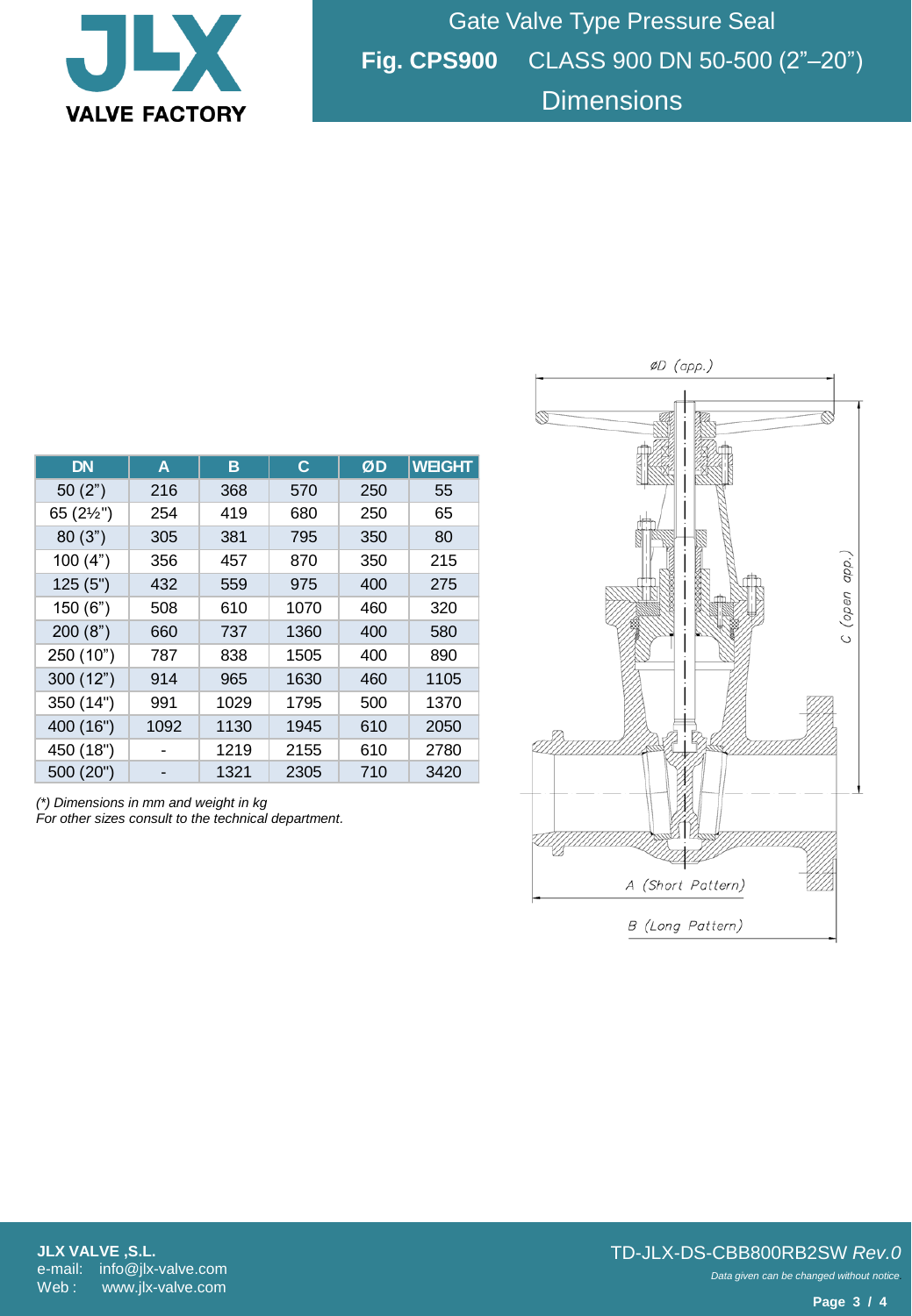# Gate Valve Type Pressure Seal

## **Fig. CPS900** CLASS 900 DN 50-500 (2”–20”)

## Dimensions

| DN | A | B | C | ØD | WEIGHT |
|---|---|---|---|---|---|
| 50 (2”) | 216 | 368 | 570 | 250 | 55 |
| 65 (2½") | 254 | 419 | 680 | 250 | 65 |
| 80 (3”) | 305 | 381 | 795 | 350 | 80 |
| 100 (4”) | 356 | 457 | 870 | 350 | 215 |
| 125 (5") | 432 | 559 | 975 | 400 | 275 |
| 150 (6”) | 508 | 610 | 1070 | 460 | 320 |
| 200 (8”) | 660 | 737 | 1360 | 400 | 580 |
| 250 (10”) | 787 | 838 | 1505 | 400 | 890 |
| 300 (12”) | 914 | 965 | 1630 | 460 | 1105 |
| 350 (14") | 991 | 1029 | 1795 | 500 | 1370 |
| 400 (16") | 1092 | 1130 | 1945 | 610 | 2050 |
| 450 (18") | - | 1219 | 2155 | 610 | 2780 |
| 500 (20") | - | 1321 | 2305 | 710 | 3420 |

*(*) Dimensions in mm and weight in kg*
*For other sizes consult to the technical department.*

ØD (app.)

C (open app.)

A (Short Pattern)

B (Long Pattern)

**JLX VALVE ,S.L.**
e-mail: info@jlx-valve.com
Web : www.jlx-valve.com

TD-JLX-DS-CBB800RB2SW *Rev.0*

*Data given can be changed without notice*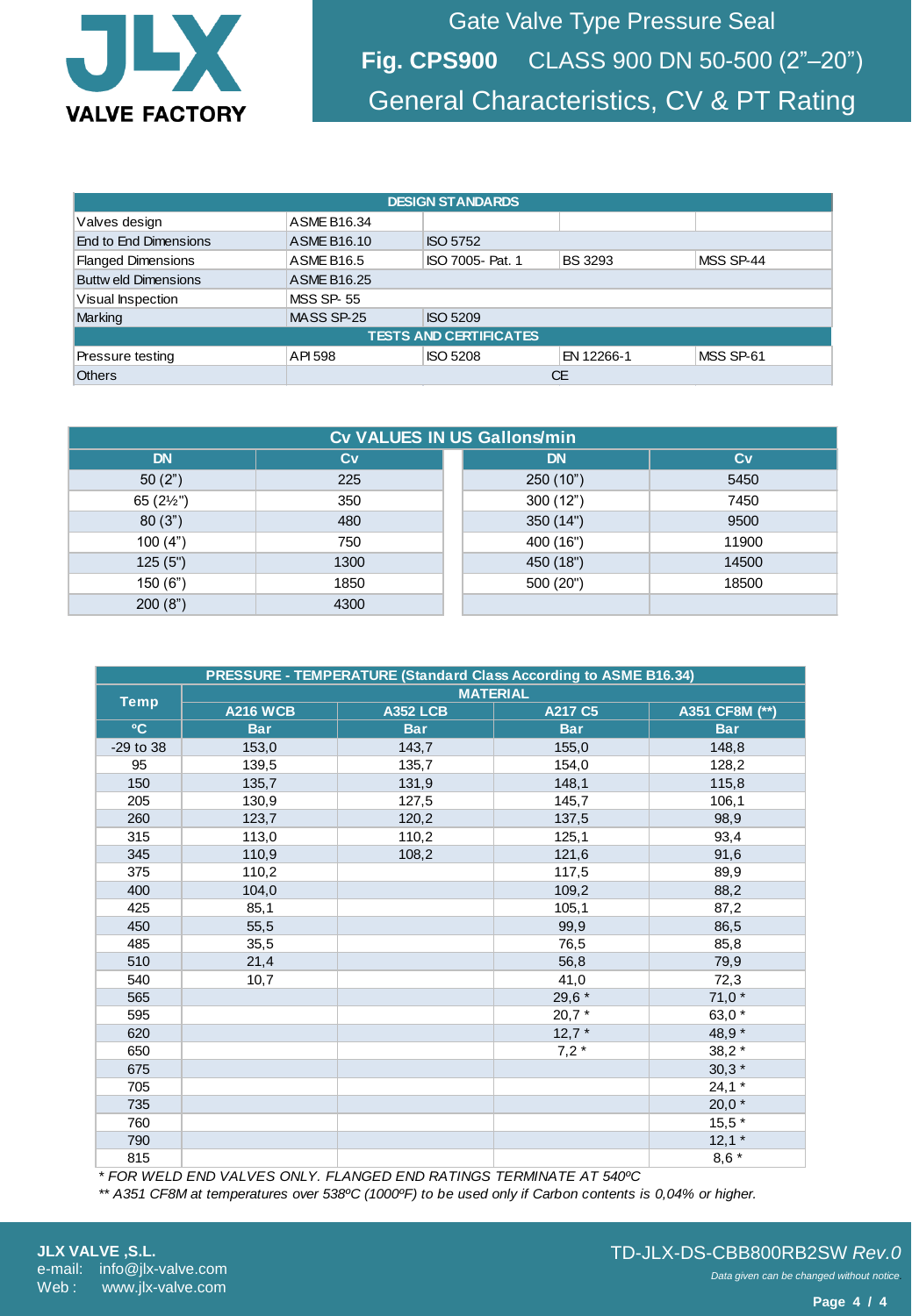# Gate Valve Type Pressure Seal

## Fig. CPS900 CLASS 900 DN 50-500 (2"–20")

## General Characteristics, CV & PT Rating

| DESIGN STANDARDS | | | | |
|---|---|---|---|---|
| Valves design | ASME B16.34 | | | |
| End to End Dimensions | ASME B16.10 | ISO 5752 | | |
| Flanged Dimensions | ASME B16.5 | ISO 7005- Pat. 1 | BS 3293 | MSS SP-44 |
| Buttweld Dimensions | ASME B16.25 | | | |
| Visual Inspection | MSS SP- 55 | | | |
| Marking | MASS SP-25 | ISO 5209 | | |
| **TESTS AND CERTIFICATES** | | | | |
| Pressure testing | API 598 | ISO 5208 | EN 12266-1 | MSS SP-61 |
| Others | CE | | | |

| Cv VALUES IN US Gallons/min | | | |
|---|---|---|---|
| **DN** | **Cv** | **DN** | **Cv** |
| 50 (2") | 225 | 250 (10") | 5450 |
| 65 (2½") | 350 | 300 (12") | 7450 |
| 80 (3") | 480 | 350 (14") | 9500 |
| 100 (4") | 750 | 400 (16") | 11900 |
| 125 (5") | 1300 | 450 (18") | 14500 |
| 150 (6") | 1850 | 500 (20") | 18500 |
| 200 (8") | 4300 | | |

| PRESSURE - TEMPERATURE (Standard Class According to ASME B16.34) | | | | |
|---|---|---|---|---|
| **Temp** | **MATERIAL** | | | |
| | **A216 WCB** | **A352 LCB** | **A217 C5** | **A351 CF8M (**)** |
| **ºC** | **Bar** | **Bar** | **Bar** | **Bar** |
| -29 to 38 | 153,0 | 143,7 | 155,0 | 148,8 |
| 95 | 139,5 | 135,7 | 154,0 | 128,2 |
| 150 | 135,7 | 131,9 | 148,1 | 115,8 |
| 205 | 130,9 | 127,5 | 145,7 | 106,1 |
| 260 | 123,7 | 120,2 | 137,5 | 98,9 |
| 315 | 113,0 | 110,2 | 125,1 | 93,4 |
| 345 | 110,9 | 108,2 | 121,6 | 91,6 |
| 375 | 110,2 | | 117,5 | 89,9 |
| 400 | 104,0 | | 109,2 | 88,2 |
| 425 | 85,1 | | 105,1 | 87,2 |
| 450 | 55,5 | | 99,9 | 86,5 |
| 485 | 35,5 | | 76,5 | 85,8 |
| 510 | 21,4 | | 56,8 | 79,9 |
| 540 | 10,7 | | 41,0 | 72,3 |
| 565 | | | 29,6 * | 71,0 * |
| 595 | | | 20,7 * | 63,0 * |
| 620 | | | 12,7 * | 48,9 * |
| 650 | | | 7,2 * | 38,2 * |
| 675 | | | | 30,3 * |
| 705 | | | | 24,1 * |
| 735 | | | | 20,0 * |
| 760 | | | | 15,5 * |
| 790 | | | | 12,1 * |
| 815 | | | | 8,6 * |

*\* FOR WELD END VALVES ONLY. FLANGED END RATINGS TERMINATE AT 540ºC*

*\*\* A351 CF8M at temperatures over 538ºC (1000ºF) to be used only if Carbon contents is 0,04% or higher.*

**JLX VALVE ,S.L.**
e-mail: info@jlx-valve.com
Web : www.jlx-valve.com

TD-JLX-DS-CBB800RB2SW *Rev.0*

*Data given can be changed without notice*